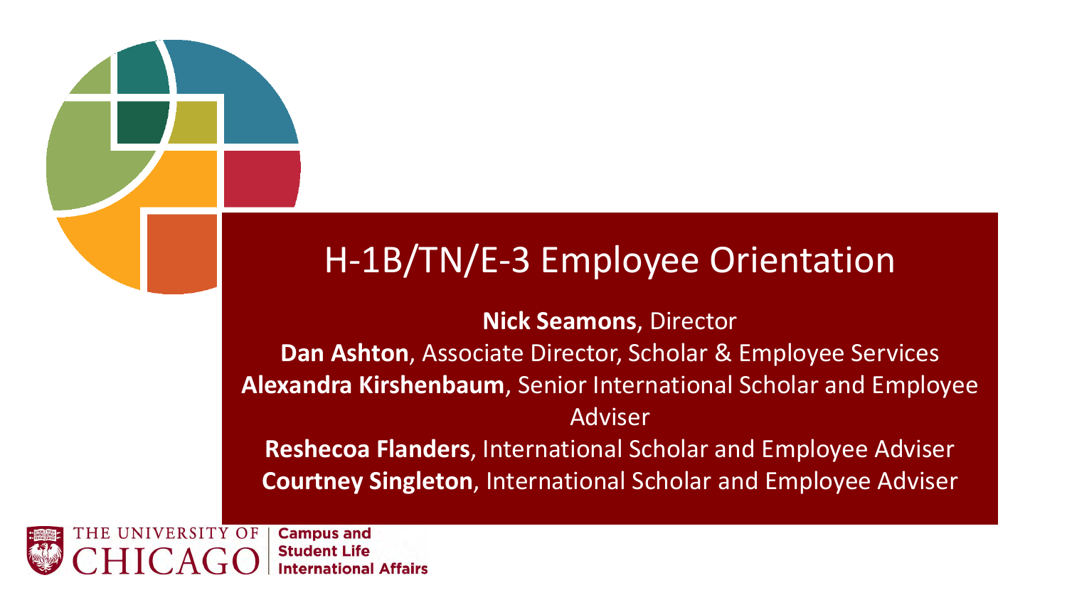# H-1B/TN/E-3 Employee Orientation

**Nick Seamons**, Director

**Dan Ashton**, Associate Director, Scholar & Employee Services

**Alexandra Kirshenbaum**, Senior International Scholar and Employee Adviser

**Reshecoa Flanders**, International Scholar and Employee Adviser

**Courtney Singleton**, International Scholar and Employee Adviser

THE UNIVERSITY OF CHICAGO | Campus and Student Life International Affairs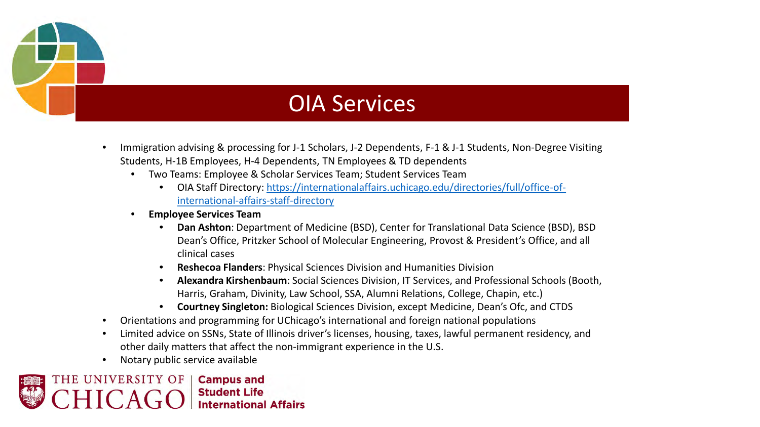# OIA Services

- Immigration advising & processing for J-1 Scholars, J-2 Dependents, F-1 & J-1 Students, Non-Degree Visiting Students, H-1B Employees, H-4 Dependents, TN Employees & TD dependents
  - Two Teams: Employee & Scholar Services Team; Student Services Team
    - OIA Staff Directory: [https://internationalaffairs.uchicago.edu/directories/full/office-of-international-affairs-staff-directory](https://internationalaffairs.uchicago.edu/directories/full/office-of-international-affairs-staff-directory)
  - **Employee Services Team**
    - **Dan Ashton**: Department of Medicine (BSD), Center for Translational Data Science (BSD), BSD Dean's Office, Pritzker School of Molecular Engineering, Provost & President's Office, and all clinical cases
    - **Reshecoa Flanders**: Physical Sciences Division and Humanities Division
    - **Alexandra Kirshenbaum**: Social Sciences Division, IT Services, and Professional Schools (Booth, Harris, Graham, Divinity, Law School, SSA, Alumni Relations, College, Chapin, etc.)
    - **Courtney Singleton:** Biological Sciences Division, except Medicine, Dean's Ofc, and CTDS
- Orientations and programming for UChicago's international and foreign national populations
- Limited advice on SSNs, State of Illinois driver's licenses, housing, taxes, lawful permanent residency, and other daily matters that affect the non-immigrant experience in the U.S.
- Notary public service available

THE UNIVERSITY OF CHICAGO | Campus and Student Life International Affairs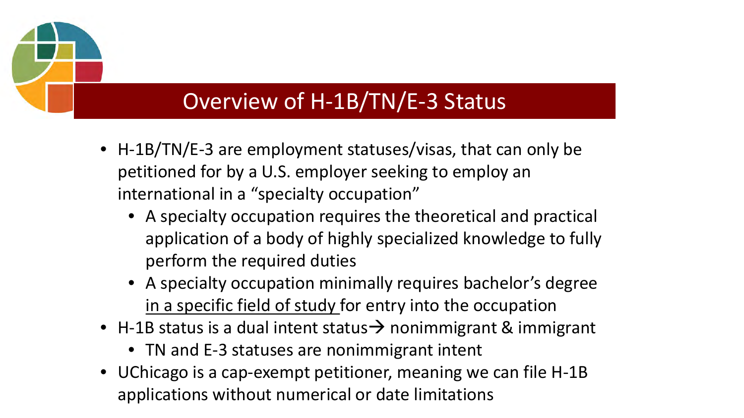# Overview of H-1B/TN/E-3 Status

- H-1B/TN/E-3 are employment statuses/visas, that can only be petitioned for by a U.S. employer seeking to employ an international in a "specialty occupation"
  - A specialty occupation requires the theoretical and practical application of a body of highly specialized knowledge to fully perform the required duties
  - A specialty occupation minimally requires bachelor's degree <u>in a specific field of study</u> for entry into the occupation
- H-1B status is a dual intent status → nonimmigrant & immigrant
  - TN and E-3 statuses are nonimmigrant intent
- UChicago is a cap-exempt petitioner, meaning we can file H-1B applications without numerical or date limitations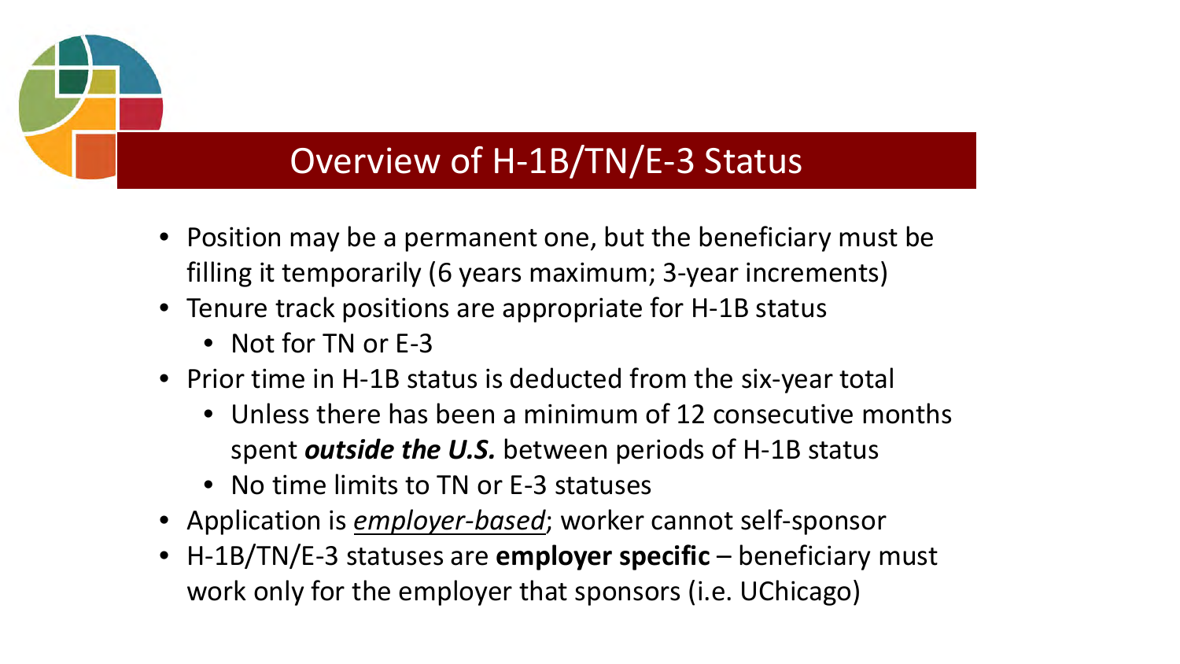# Overview of H-1B/TN/E-3 Status

- Position may be a permanent one, but the beneficiary must be filling it temporarily (6 years maximum; 3-year increments)
- Tenure track positions are appropriate for H-1B status
  - Not for TN or E-3
- Prior time in H-1B status is deducted from the six-year total
  - Unless there has been a minimum of 12 consecutive months spent ***outside the U.S.*** between periods of H-1B status
  - No time limits to TN or E-3 statuses
- Application is <u>*employer-based*</u>; worker cannot self-sponsor
- H-1B/TN/E-3 statuses are **employer specific** – beneficiary must work only for the employer that sponsors (i.e. UChicago)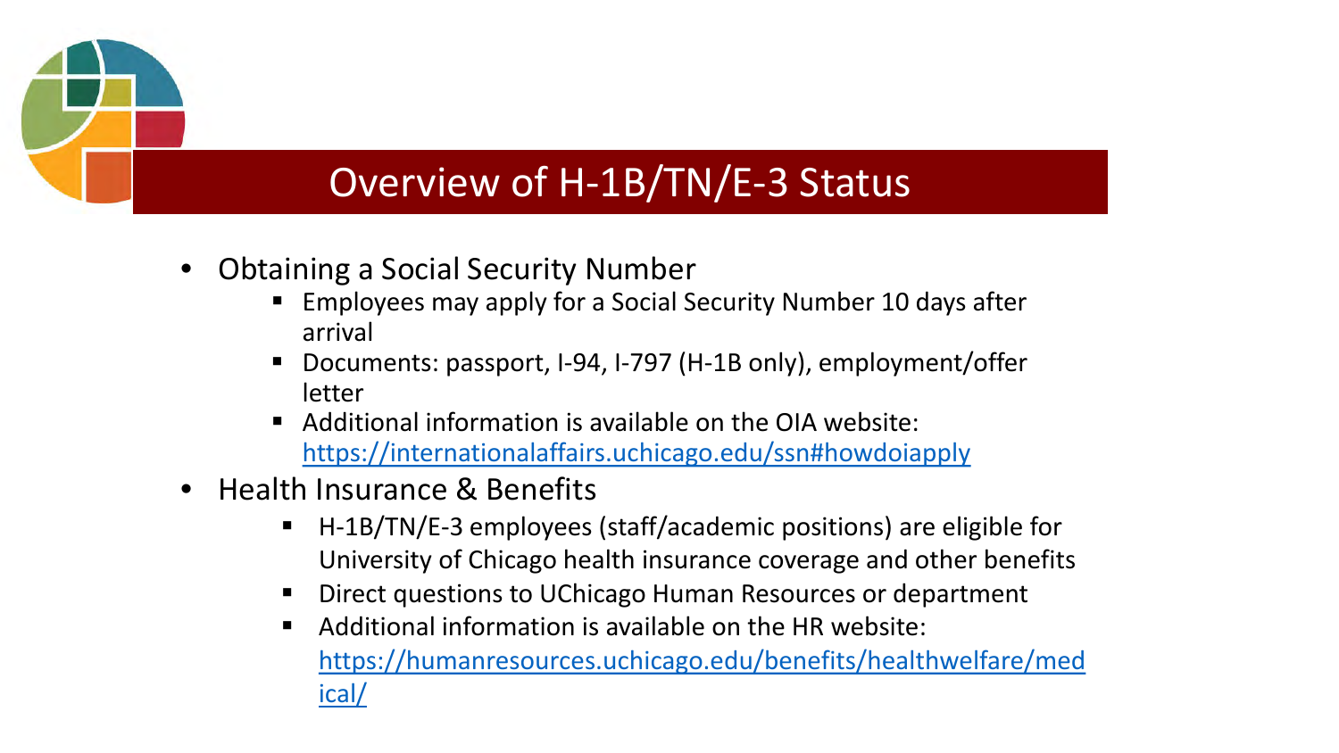# Overview of H-1B/TN/E-3 Status

- Obtaining a Social Security Number
  - Employees may apply for a Social Security Number 10 days after arrival
  - Documents: passport, I-94, I-797 (H-1B only), employment/offer letter
  - Additional information is available on the OIA website: https://internationalaffairs.uchicago.edu/ssn#howdoiapply
- Health Insurance & Benefits
  - H-1B/TN/E-3 employees (staff/academic positions) are eligible for University of Chicago health insurance coverage and other benefits
  - Direct questions to UChicago Human Resources or department
  - Additional information is available on the HR website: https://humanresources.uchicago.edu/benefits/healthwelfare/medical/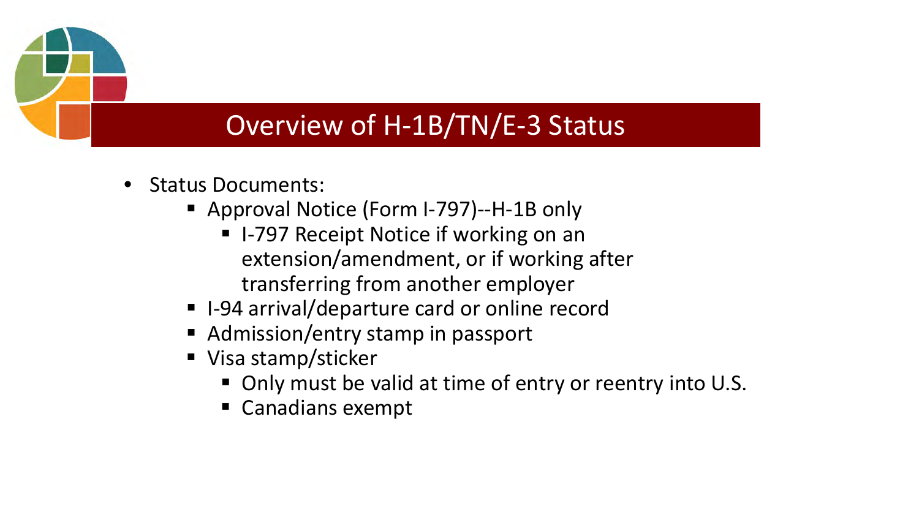# Overview of H-1B/TN/E-3 Status

- Status Documents:
  - Approval Notice (Form I-797)--H-1B only
    - I-797 Receipt Notice if working on an extension/amendment, or if working after transferring from another employer
  - I-94 arrival/departure card or online record
  - Admission/entry stamp in passport
  - Visa stamp/sticker
    - Only must be valid at time of entry or reentry into U.S.
    - Canadians exempt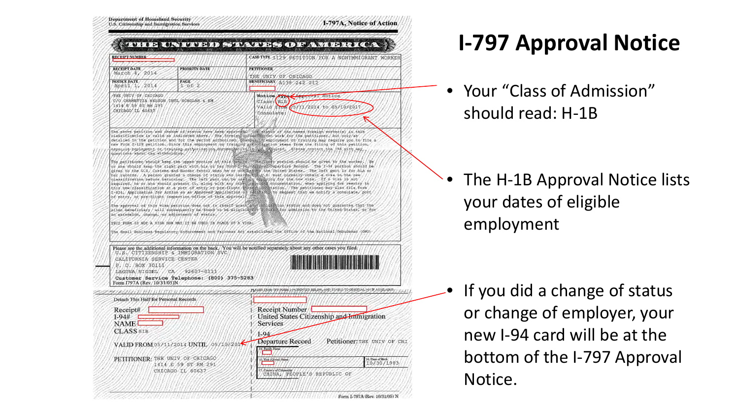# I-797 Approval Notice

- Your "Class of Admission" should read: H-1B
- The H-1B Approval Notice lists your dates of eligible employment
- If you did a change of status or change of employer, your new I-94 card will be at the bottom of the I-797 Approval Notice.

Department of Homeland Security
U.S. Citizenship and Immigration Services

I-797A, Notice of Action

THE UNITED STATES OF AMERICA

| RECEIPT NUMBER | | CASE TYPE I129 PETITION FOR A NONIMMIGRANT WORKER |
|---|---|---|
| RECEIPT DATE March 4, 2014 | PRIORITY DATE | PETITIONER THE UNIV OF CHICAGO |
| NOTICE DATE April 1, 2014 | PAGE 1 of 2 | BENEFICIARY A138 242 212 |

THE UNIV OF CHICAGO
C/O CHANETTIA NELSON INTL SCHOLAR & EM
1414 E 59 ST RM 291
CHICAGO IL 60637

Notice Type: Approval Notice
Class: H1B
Valid from 05/11/2014 to 05/10/2017
Consulate:

The above petition and change of status have been approved. The status of the named foreign worker(s) in this classification is valid as indicated above. The foreign worker can work for the petitioner, but only as detailed in the petition and for the period authorized. Changes in employment or training may require you to file a new Form I-129 petition. Since this employment or training authorization stems from the filing of this petition, separate employment or training authorization documentation is not required. Please contact the IRS with any questions about tax withholding.

The petitioner should keep the upper portion of this notice. The lower portion should be given to the worker. He or she should keep the right part with his or her Form I-94, Arrival-Departure Record. The I-94 portion should be given to the U.S. Customs and Border Patrol when he or she leaves the United States. The left part is for his or her records. A person granted a change of status who leaves the U.S. must normally obtain a visa in the new classification before returning. The left part can be used in applying for the new visa. If a visa is not required, he or she should present it, along with any other required documentation, when applying for reentry in this new classification at a port of entry or pre-flight inspection station. The petitioner may also file Form I-824, Application for Action on an Approved Application or Petition, to request that we notify a consulate, port of entry, or pre-flight inspection office of this approval.

The approval of this visa petition does not in itself grant any immigration status and does not guarantee that the alien beneficiary will subsequently be found to be eligible for a visa, for admission to the United States, or for an extension, change, or adjustment of status.

THIS FORM IS NOT A VISA NOR MAY IT BE USED IN PLACE OF A VISA.

The Small Business Regulatory Enforcement and Fairness Act established the Office of the National Ombudsman (ONO)...

Please see the additional information on the back. You will be notified separately about any other cases you filed.
U.S. CITIZENSHIP & IMMIGRATION SVC
CALIFORNIA SERVICE CENTER
P. O. BOX 30111
LAGUNA NIGUEL CA 92607-0111
Customer Service Telephone: (800) 375-5283
Form I797A (Rev. 10/31/05)N

Detach This Half for Personal Records

Receipt#
I-94#
NAME
CLASS H1B
VALID FROM 05/11/2014 UNTIL 05/10/2017
PETITIONER: THE UNIV OF CHICAGO
1414 E 59 ST RM 291
CHICAGO IL 60637

Receipt Number
United States Citizenship and Immigration Services
I-94
Departure Record
Petitioner: THE UNIV OF CHI
14. Family Name
15. First (Given) Name
16. Date of Birth 10/30/1983
17. Country of Citizenship CHINA, PEOPLE'S REPUBLIC OF

Form I-797A (Rev. 10/31/05) N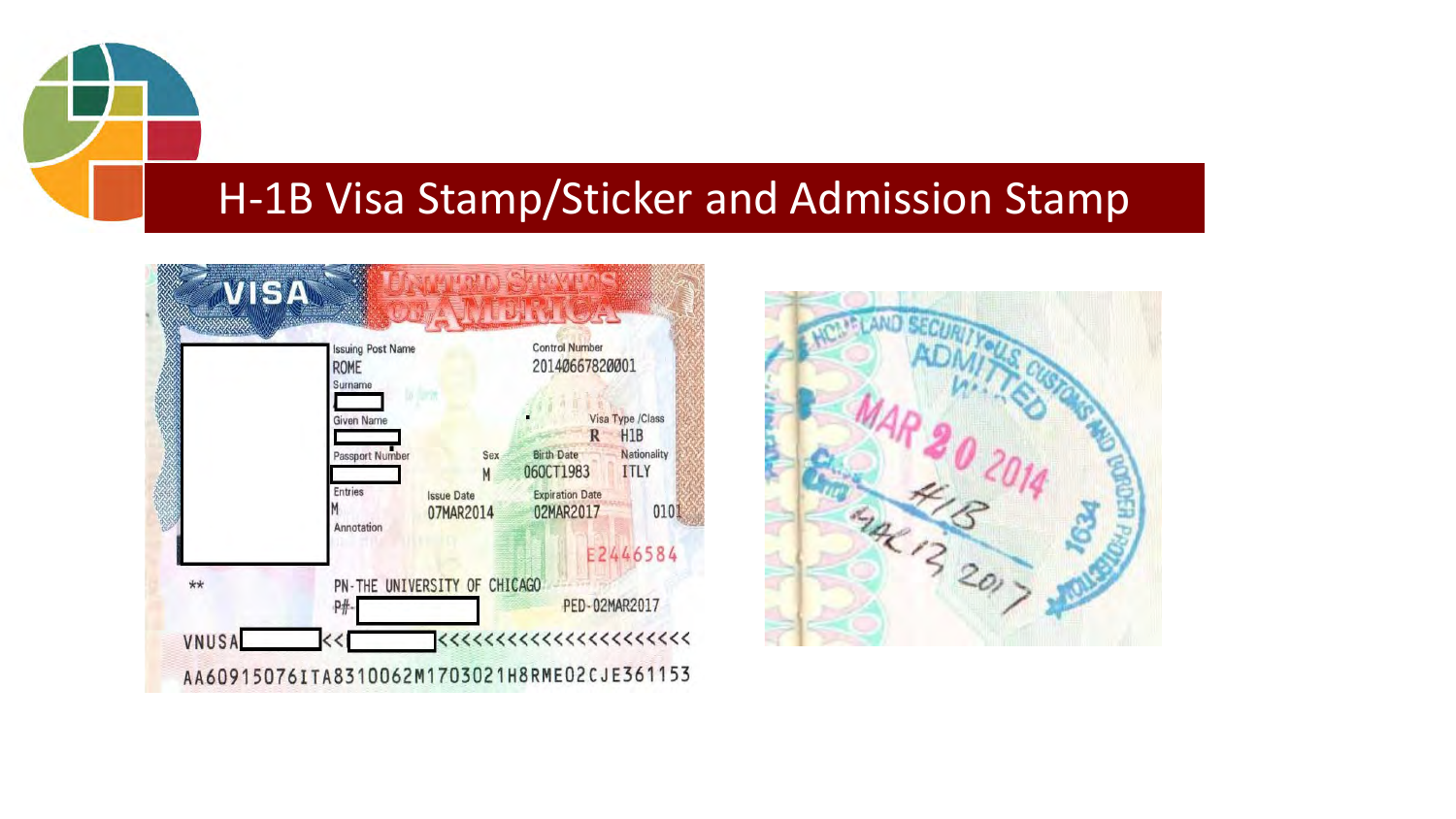# H-1B Visa Stamp/Sticker and Admission Stamp

VISA UNITED STATES OF AMERICA

Issuing Post Name
ROME

Control Number
20140667820001

Surname

Given Name

Visa Type /Class
R H1B

Passport Number

Sex
M

Birth Date
06OCT1983

Nationality
ITLY

Entries
M

Issue Date
07MAR2014

Expiration Date
02MAR2017

0101

Annotation

E2446584

**

PN-THE UNIVERSITY OF CHICAGO
P#-

PED-02MAR2017

VNUSA<<<<<<<<<<<<<<<<<<<<<<<<<

AA60915076ITA8310062M1703021H8RME02CJE361153

HOMELAND SECURITY • U.S. CUSTOMS AND BORDER PROTECTION
ADMITTED
MAR 20 2014
H1B
MAR 12 2017
1634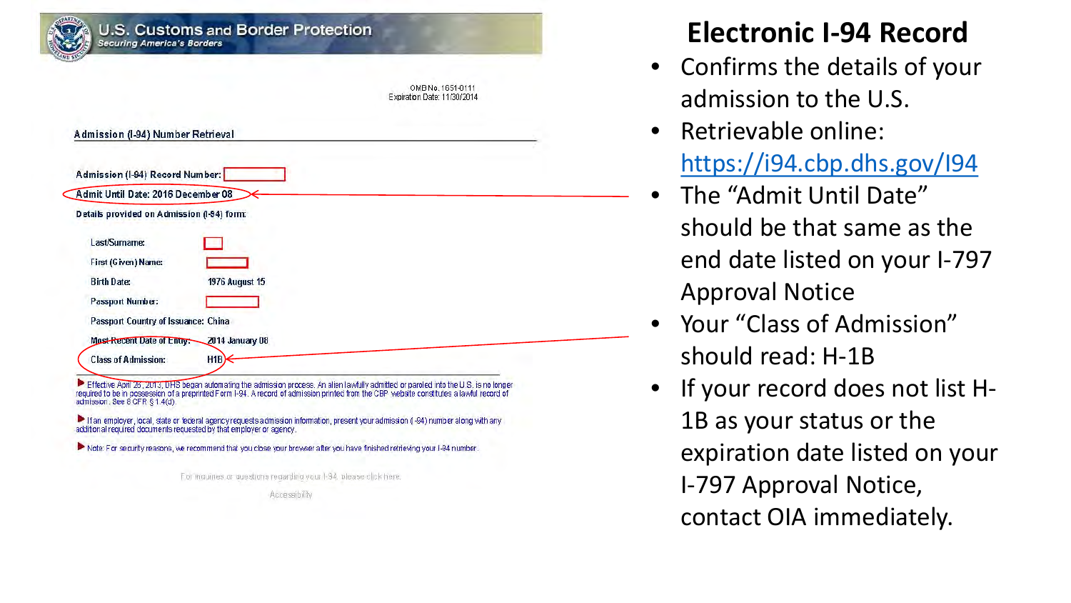U.S. Customs and Border Protection
Securing America's Borders

OMB No. 1651-0111
Expiration Date: 11/30/2014

Admission (I-94) Number Retrieval

Admission (I-94) Record Number:

Admit Until Date: 2016 December 08

Details provided on Admission (I-94) form:

| | |
|---|---|
| Last/Surname: | |
| First (Given) Name: | |
| Birth Date: | 1976 August 15 |
| Passport Number: | |
| Passport Country of Issuance: | China |
| Most Recent Date of Entry: | 2014 January 08 |
| Class of Admission: | H1B |

- Effective April 26, 2013, DHS began automating the admission process. An alien lawfully admitted or paroled into the U.S. is no longer required to be in possession of a preprinted Form I-94. A record of admission printed from the CBP website constitutes a lawful record of admission. See 8 CFR § 1.4(d).
- If an employer, local, state or federal agency requests admission information, present your admission (I-94) number along with any additional required documents requested by that employer or agency.
- Note: For security reasons, we recommend that you close your browser after you have finished retrieving your I-94 number.

For inquiries or questions regarding your I-94, please click here.

Accessibility

# Electronic I-94 Record

- Confirms the details of your admission to the U.S.
- Retrievable online: https://i94.cbp.dhs.gov/I94
- The "Admit Until Date" should be that same as the end date listed on your I-797 Approval Notice
- Your "Class of Admission" should read: H-1B
- If your record does not list H-1B as your status or the expiration date listed on your I-797 Approval Notice, contact OIA immediately.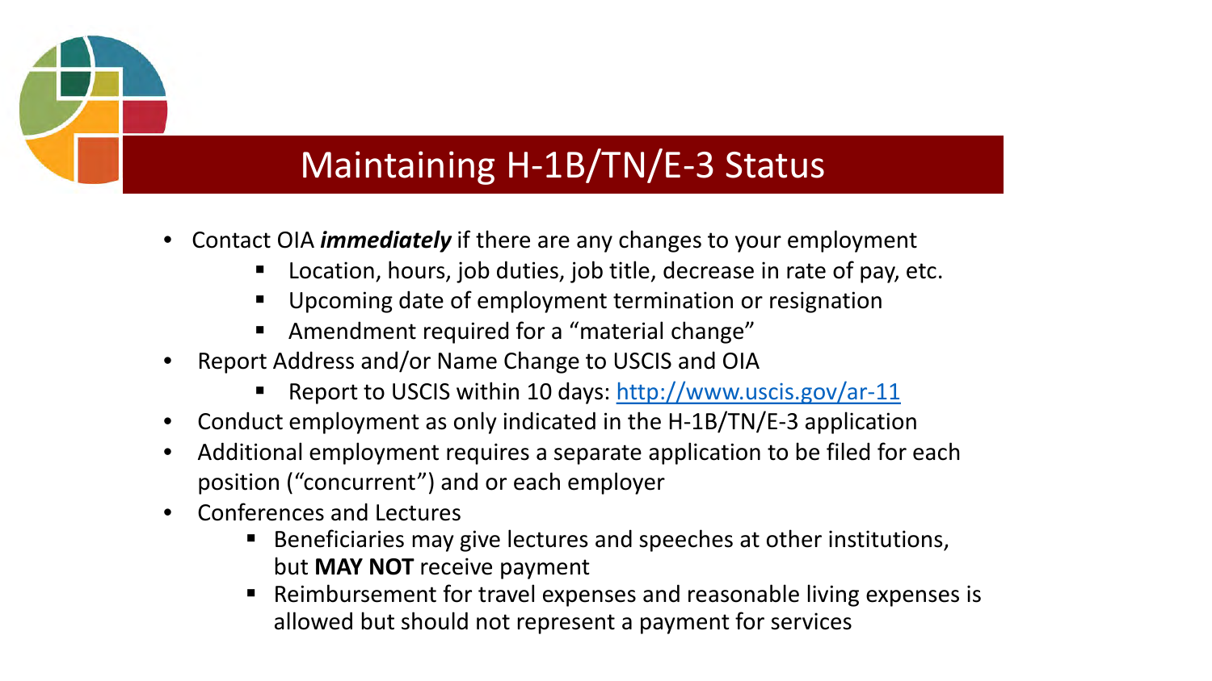# Maintaining H-1B/TN/E-3 Status

- Contact OIA ***immediately*** if there are any changes to your employment
  - Location, hours, job duties, job title, decrease in rate of pay, etc.
  - Upcoming date of employment termination or resignation
  - Amendment required for a "material change"
- Report Address and/or Name Change to USCIS and OIA
  - Report to USCIS within 10 days: [http://www.uscis.gov/ar-11](http://www.uscis.gov/ar-11)
- Conduct employment as only indicated in the H-1B/TN/E-3 application
- Additional employment requires a separate application to be filed for each position ("concurrent") and or each employer
- Conferences and Lectures
  - Beneficiaries may give lectures and speeches at other institutions, but **MAY NOT** receive payment
  - Reimbursement for travel expenses and reasonable living expenses is allowed but should not represent a payment for services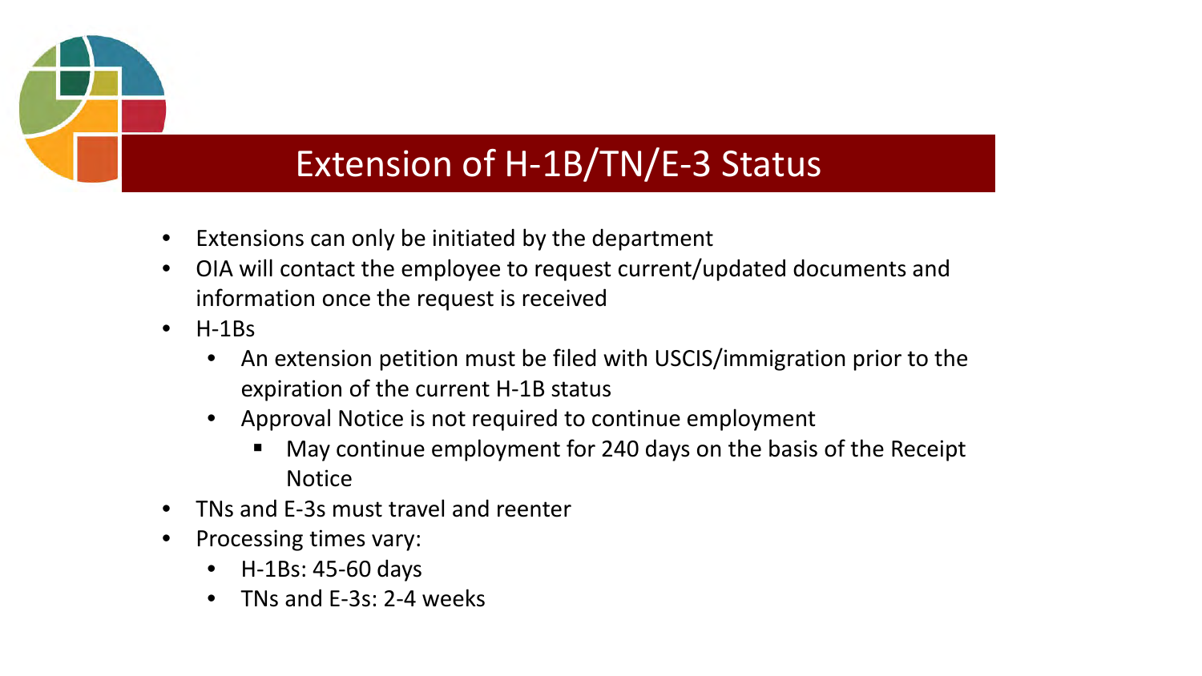# Extension of H-1B/TN/E-3 Status

- Extensions can only be initiated by the department
- OIA will contact the employee to request current/updated documents and information once the request is received
- H-1Bs
  - An extension petition must be filed with USCIS/immigration prior to the expiration of the current H-1B status
  - Approval Notice is not required to continue employment
    - May continue employment for 240 days on the basis of the Receipt Notice
- TNs and E-3s must travel and reenter
- Processing times vary:
  - H-1Bs: 45-60 days
  - TNs and E-3s: 2-4 weeks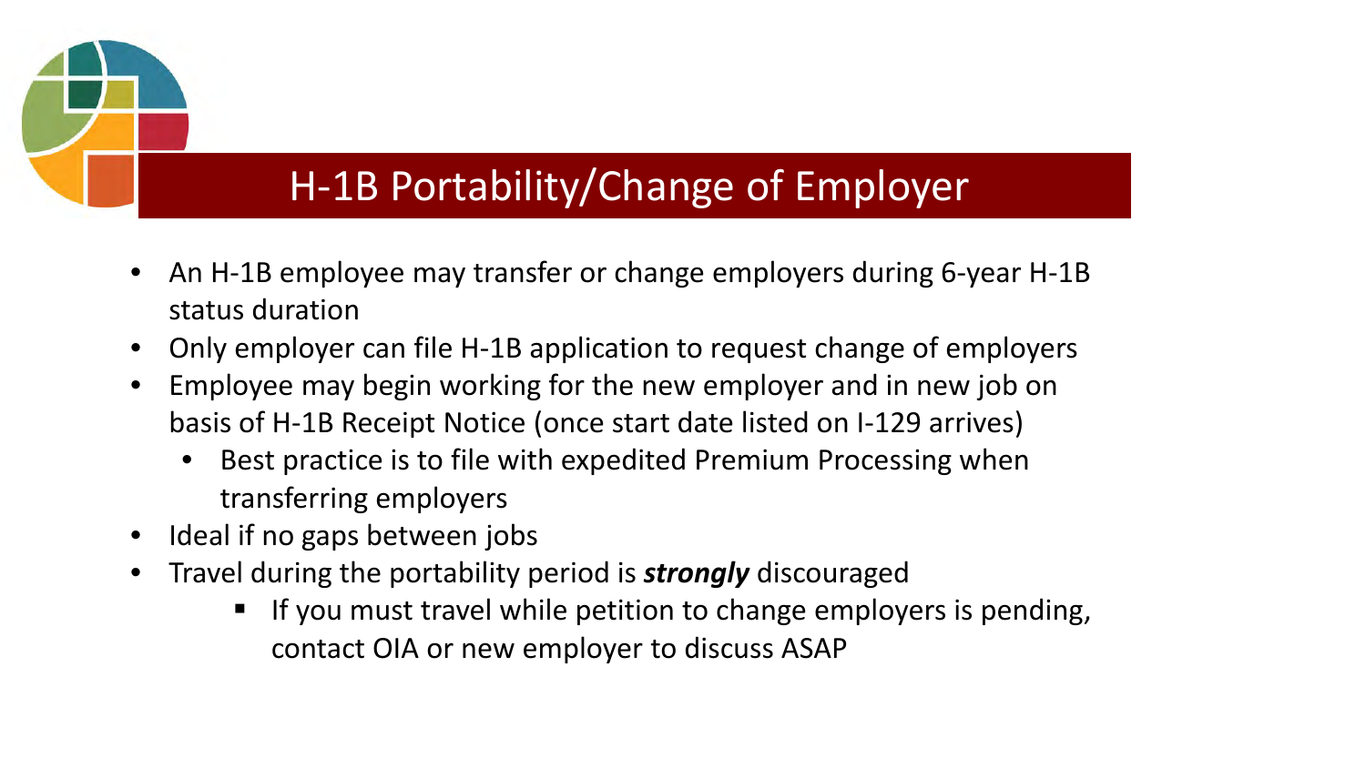# H-1B Portability/Change of Employer

- An H-1B employee may transfer or change employers during 6-year H-1B status duration
- Only employer can file H-1B application to request change of employers
- Employee may begin working for the new employer and in new job on basis of H-1B Receipt Notice (once start date listed on I-129 arrives)
  - Best practice is to file with expedited Premium Processing when transferring employers
- Ideal if no gaps between jobs
- Travel during the portability period is ***strongly*** discouraged
  - If you must travel while petition to change employers is pending, contact OIA or new employer to discuss ASAP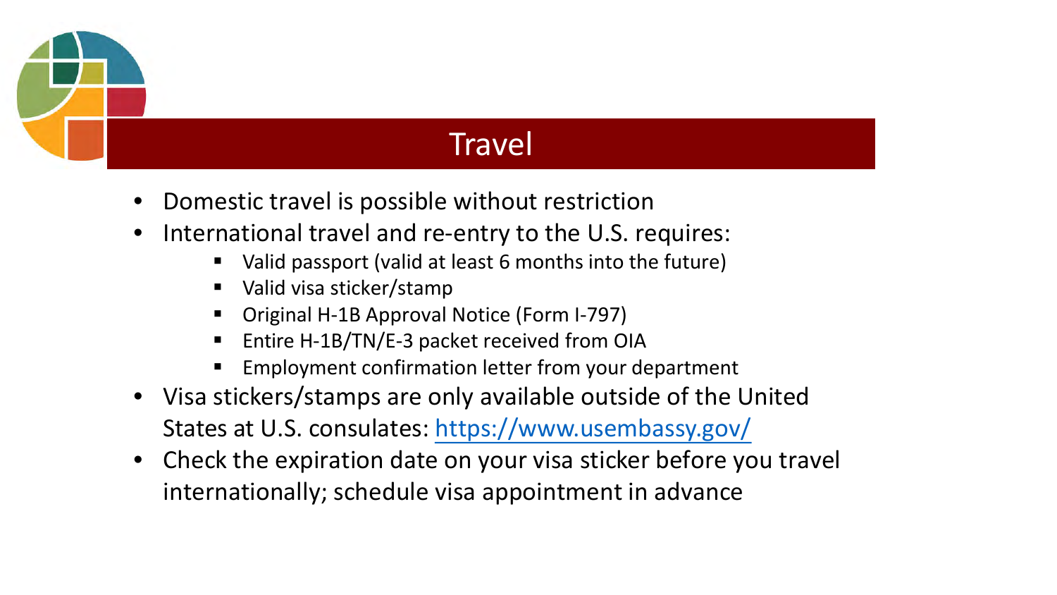# Travel

- Domestic travel is possible without restriction
- International travel and re-entry to the U.S. requires:
  - Valid passport (valid at least 6 months into the future)
  - Valid visa sticker/stamp
  - Original H-1B Approval Notice (Form I-797)
  - Entire H-1B/TN/E-3 packet received from OIA
  - Employment confirmation letter from your department
- Visa stickers/stamps are only available outside of the United States at U.S. consulates: https://www.usembassy.gov/
- Check the expiration date on your visa sticker before you travel internationally; schedule visa appointment in advance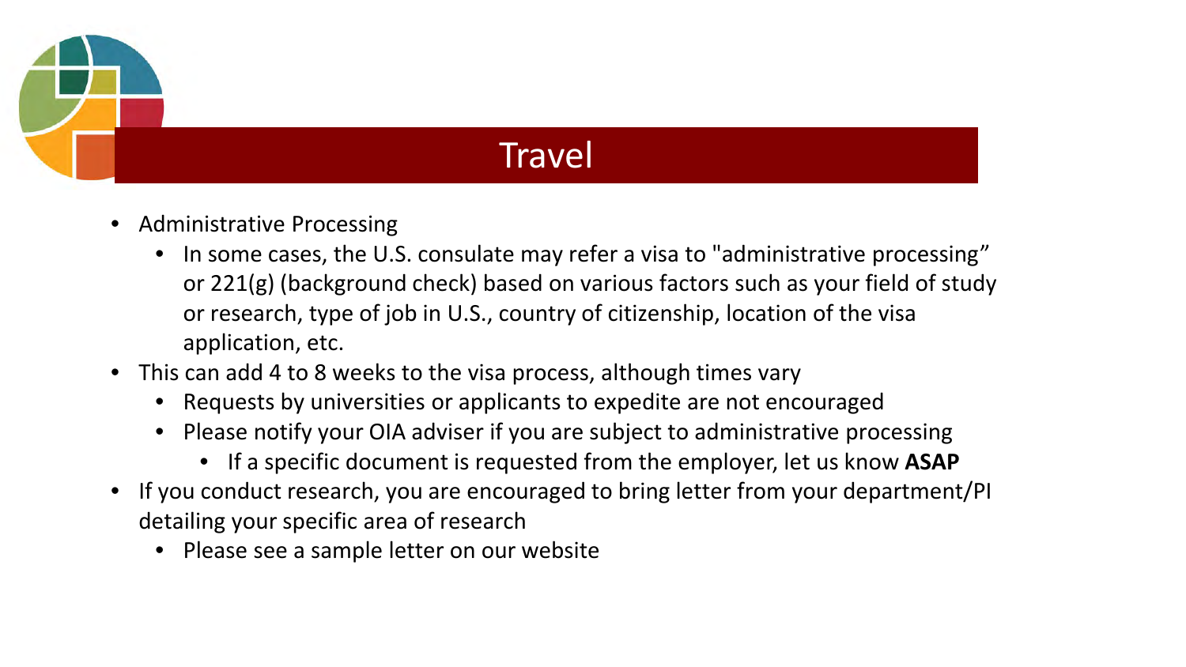# Travel

- Administrative Processing
  - In some cases, the U.S. consulate may refer a visa to "administrative processing" or 221(g) (background check) based on various factors such as your field of study or research, type of job in U.S., country of citizenship, location of the visa application, etc.
- This can add 4 to 8 weeks to the visa process, although times vary
  - Requests by universities or applicants to expedite are not encouraged
  - Please notify your OIA adviser if you are subject to administrative processing
    - If a specific document is requested from the employer, let us know **ASAP**
- If you conduct research, you are encouraged to bring letter from your department/PI detailing your specific area of research
  - Please see a sample letter on our website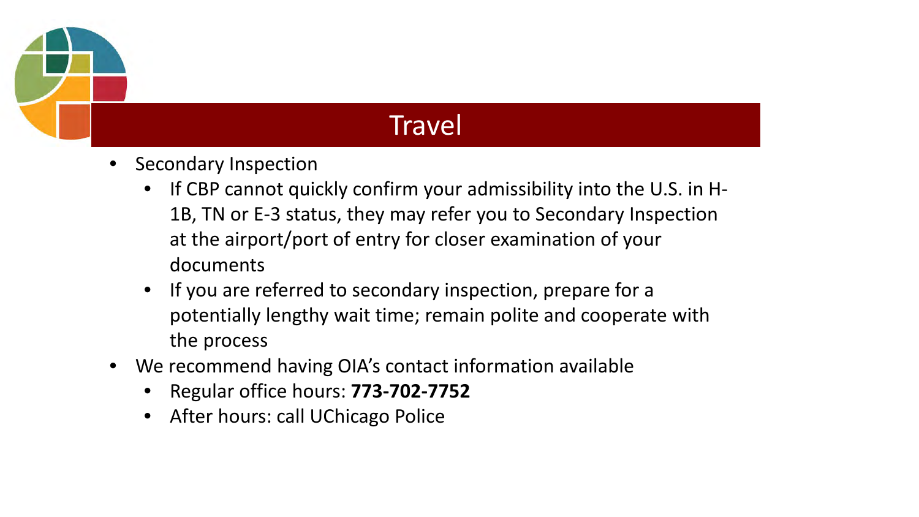# Travel

- Secondary Inspection
  - If CBP cannot quickly confirm your admissibility into the U.S. in H-1B, TN or E-3 status, they may refer you to Secondary Inspection at the airport/port of entry for closer examination of your documents
  - If you are referred to secondary inspection, prepare for a potentially lengthy wait time; remain polite and cooperate with the process
- We recommend having OIA's contact information available
  - Regular office hours: **773-702-7752**
  - After hours: call UChicago Police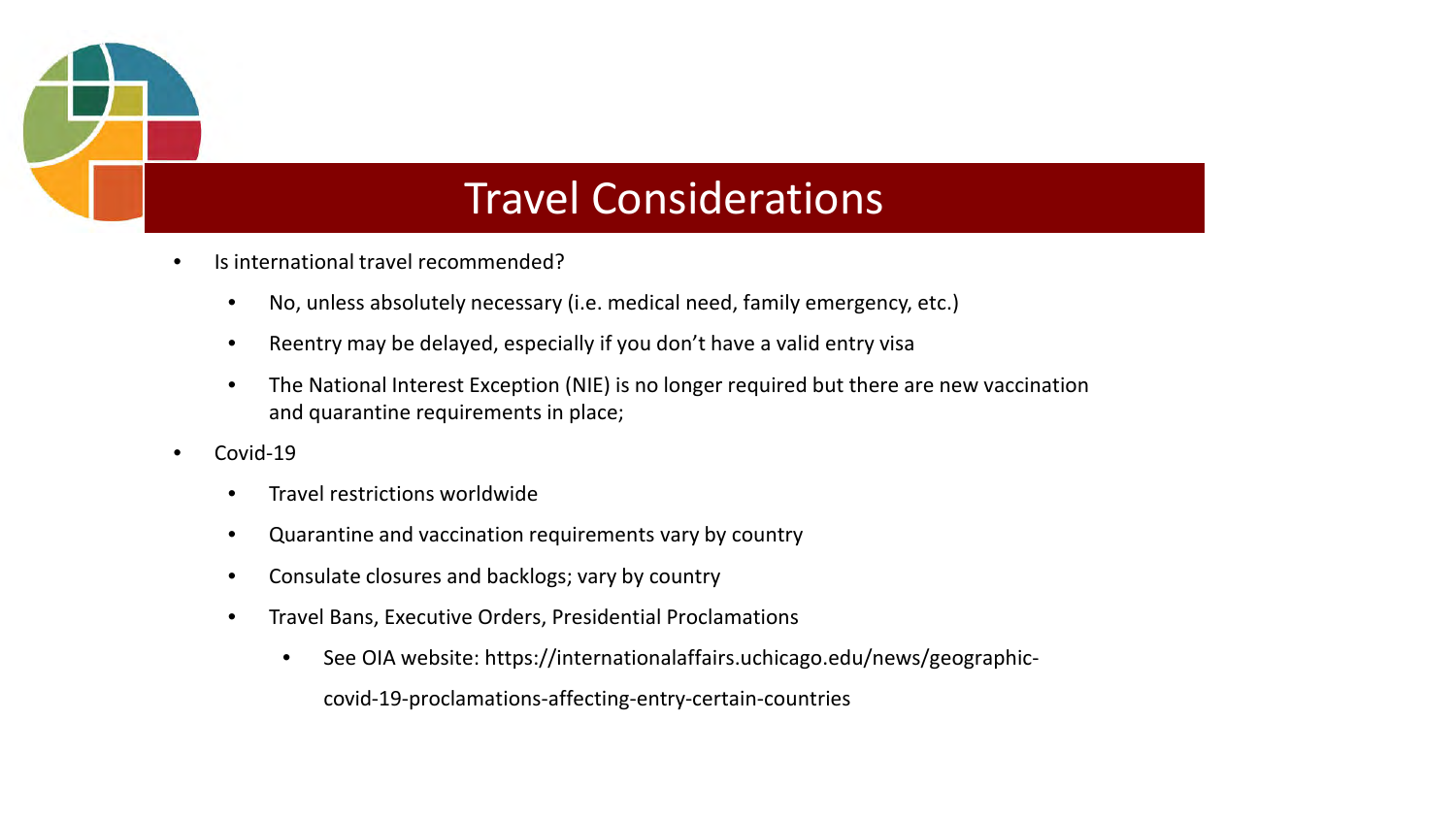# Travel Considerations

- Is international travel recommended?
  - No, unless absolutely necessary (i.e. medical need, family emergency, etc.)
  - Reentry may be delayed, especially if you don't have a valid entry visa
  - The National Interest Exception (NIE) is no longer required but there are new vaccination and quarantine requirements in place;
- Covid-19
  - Travel restrictions worldwide
  - Quarantine and vaccination requirements vary by country
  - Consulate closures and backlogs; vary by country
  - Travel Bans, Executive Orders, Presidential Proclamations
    - See OIA website: https://internationalaffairs.uchicago.edu/news/geographic-covid-19-proclamations-affecting-entry-certain-countries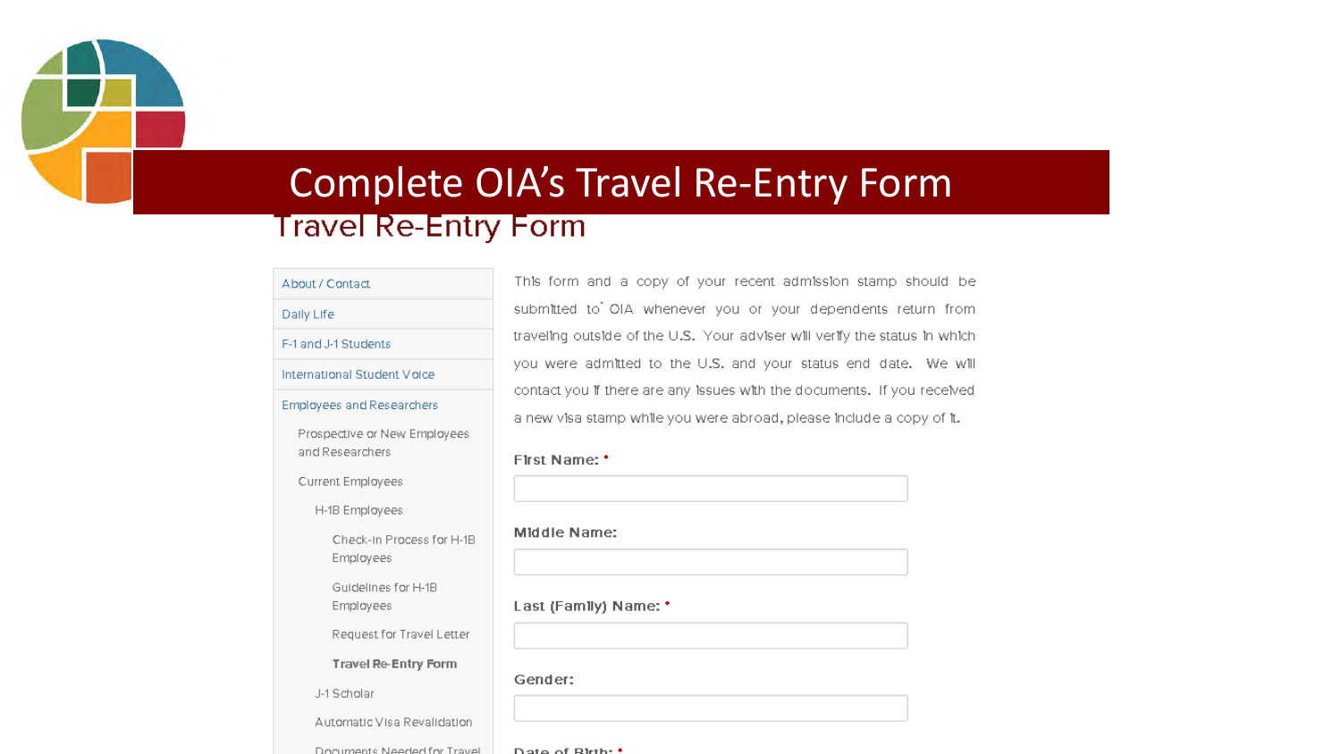# Complete OIA's Travel Re-Entry Form

## Travel Re-Entry Form

- About / Contact
- Daily Life
- F-1 and J-1 Students
- International Student Voice
- Employees and Researchers
  - Prospective or New Employees and Researchers
  - Current Employees
    - H-1B Employees
      - Check-in Process for H-1B Employees
      - Guidelines for H-1B Employees
      - Request for Travel Letter
      - **Travel Re-Entry Form**
    - J-1 Scholar
    - Automatic Visa Revalidation
    - Documents Needed for Travel

This form and a copy of your recent admission stamp should be submitted to OIA whenever you or your dependents return from traveling outside of the U.S. Your adviser will verify the status in which you were admitted to the U.S. and your status end date. We will contact you if there are any issues with the documents. If you received a new visa stamp while you were abroad, please include a copy of it.

**First Name:** *

**Middle Name:**

**Last (Family) Name:** *

**Gender:**

**Date of Birth:** *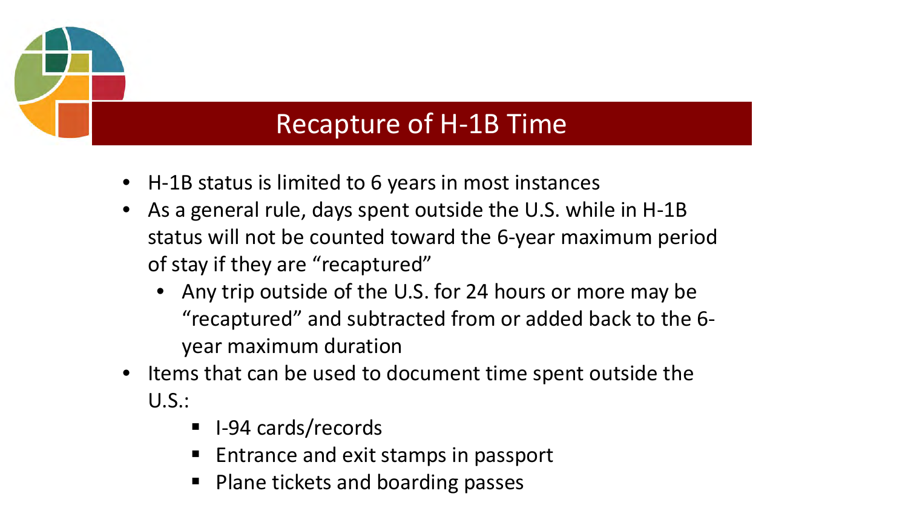# Recapture of H-1B Time

- H-1B status is limited to 6 years in most instances
- As a general rule, days spent outside the U.S. while in H-1B status will not be counted toward the 6-year maximum period of stay if they are "recaptured"
  - Any trip outside of the U.S. for 24 hours or more may be "recaptured" and subtracted from or added back to the 6-year maximum duration
- Items that can be used to document time spent outside the U.S.:
  - I-94 cards/records
  - Entrance and exit stamps in passport
  - Plane tickets and boarding passes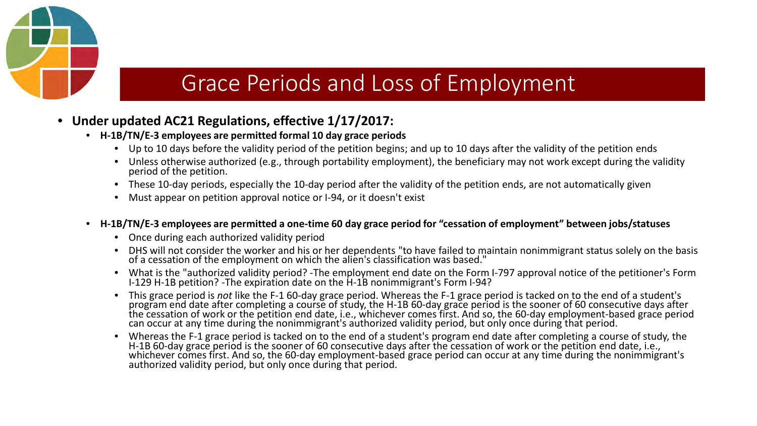# Grace Periods and Loss of Employment

- **Under updated AC21 Regulations, effective 1/17/2017:**
  - **H-1B/TN/E-3 employees are permitted formal 10 day grace periods**
    - Up to 10 days before the validity period of the petition begins; and up to 10 days after the validity of the petition ends
    - Unless otherwise authorized (e.g., through portability employment), the beneficiary may not work except during the validity period of the petition.
    - These 10-day periods, especially the 10-day period after the validity of the petition ends, are not automatically given
    - Must appear on petition approval notice or I-94, or it doesn't exist
  - **H-1B/TN/E-3 employees are permitted a one-time 60 day grace period for "cessation of employment" between jobs/statuses**
    - Once during each authorized validity period
    - DHS will not consider the worker and his or her dependents "to have failed to maintain nonimmigrant status solely on the basis of a cessation of the employment on which the alien's classification was based."
    - What is the "authorized validity period? -The employment end date on the Form I-797 approval notice of the petitioner's Form I-129 H-1B petition? -The expiration date on the H-1B nonimmigrant's Form I-94?
    - This grace period is *not* like the F-1 60-day grace period. Whereas the F-1 grace period is tacked on to the end of a student's program end date after completing a course of study, the H-1B 60-day grace period is the sooner of 60 consecutive days after the cessation of work or the petition end date, i.e., whichever comes first. And so, the 60-day employment-based grace period can occur at any time during the nonimmigrant's authorized validity period, but only once during that period.
    - Whereas the F-1 grace period is tacked on to the end of a student's program end date after completing a course of study, the H-1B 60-day grace period is the sooner of 60 consecutive days after the cessation of work or the petition end date, i.e., whichever comes first. And so, the 60-day employment-based grace period can occur at any time during the nonimmigrant's authorized validity period, but only once during that period.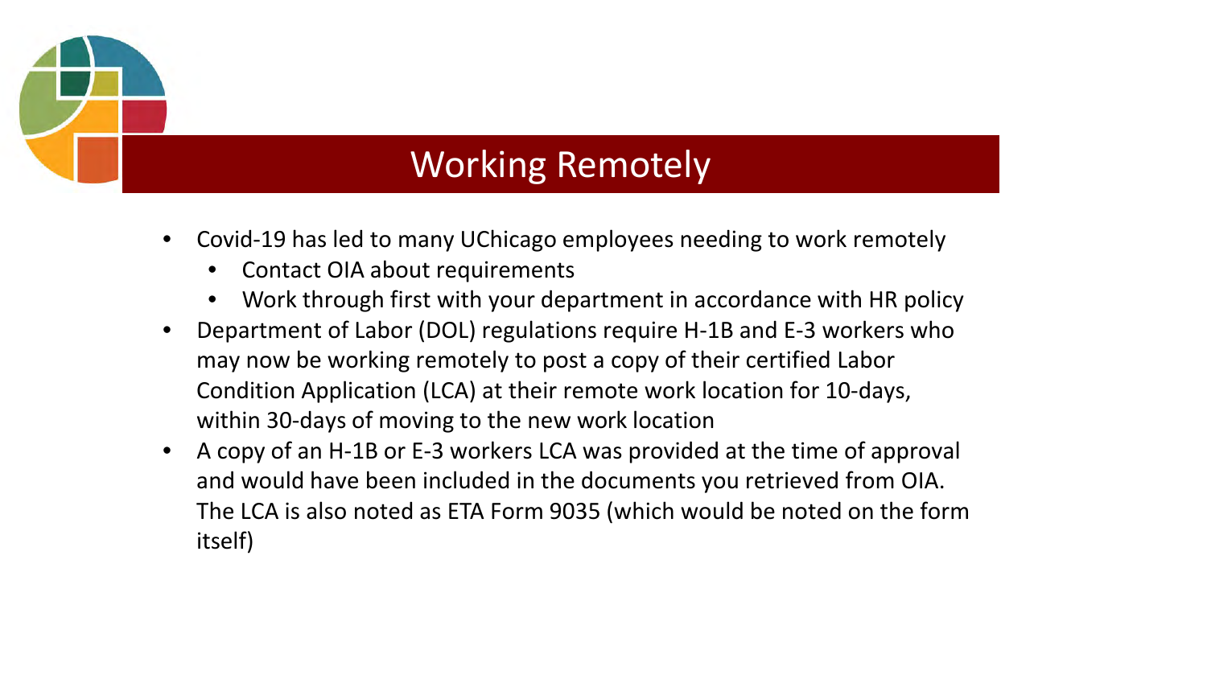# Working Remotely

- Covid-19 has led to many UChicago employees needing to work remotely
  - Contact OIA about requirements
  - Work through first with your department in accordance with HR policy
- Department of Labor (DOL) regulations require H-1B and E-3 workers who may now be working remotely to post a copy of their certified Labor Condition Application (LCA) at their remote work location for 10-days, within 30-days of moving to the new work location
- A copy of an H-1B or E-3 workers LCA was provided at the time of approval and would have been included in the documents you retrieved from OIA. The LCA is also noted as ETA Form 9035 (which would be noted on the form itself)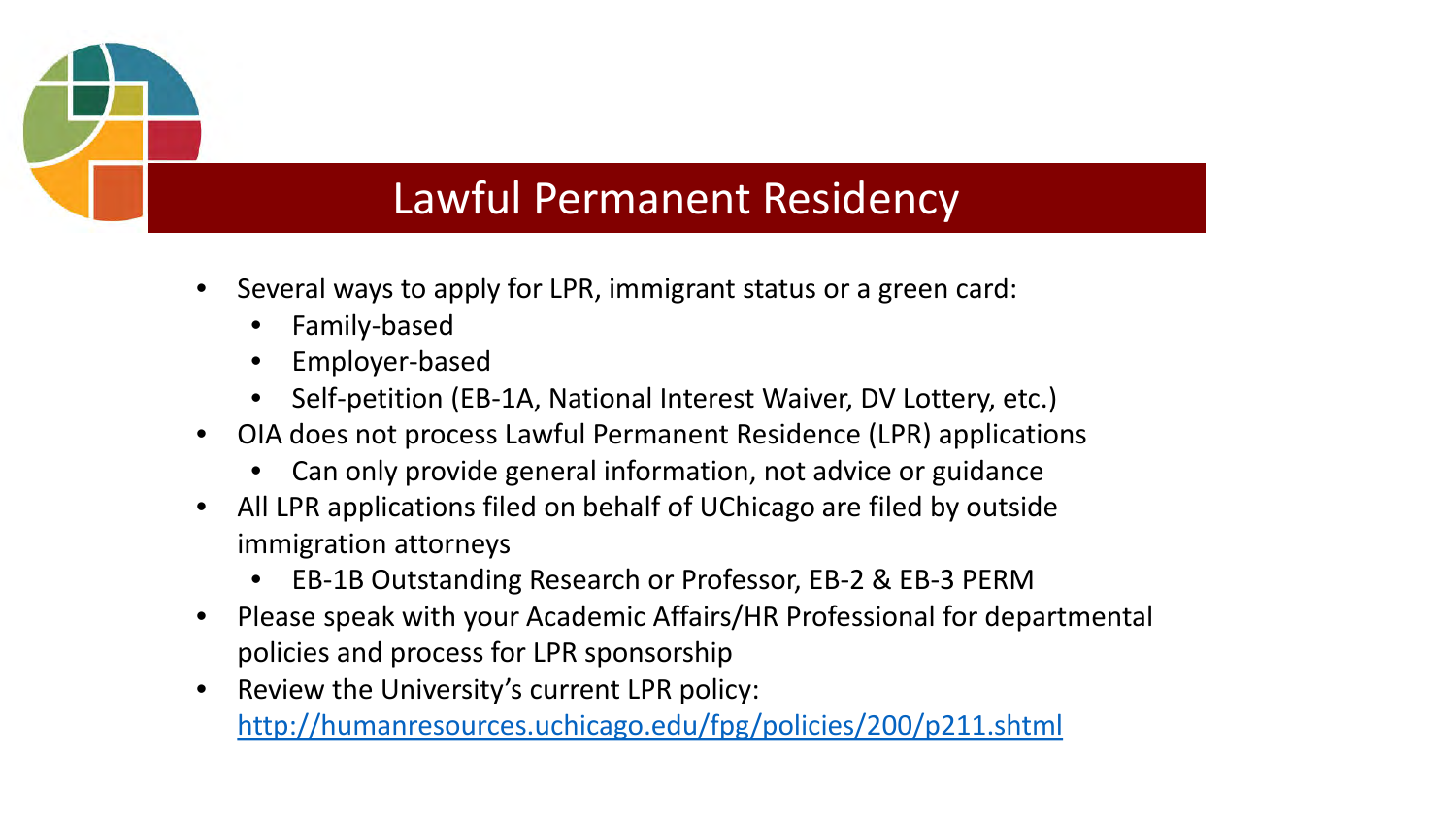# Lawful Permanent Residency

- Several ways to apply for LPR, immigrant status or a green card:
  - Family-based
  - Employer-based
  - Self-petition (EB-1A, National Interest Waiver, DV Lottery, etc.)
- OIA does not process Lawful Permanent Residence (LPR) applications
  - Can only provide general information, not advice or guidance
- All LPR applications filed on behalf of UChicago are filed by outside immigration attorneys
  - EB-1B Outstanding Research or Professor, EB-2 & EB-3 PERM
- Please speak with your Academic Affairs/HR Professional for departmental policies and process for LPR sponsorship
- Review the University's current LPR policy: http://humanresources.uchicago.edu/fpg/policies/200/p211.shtml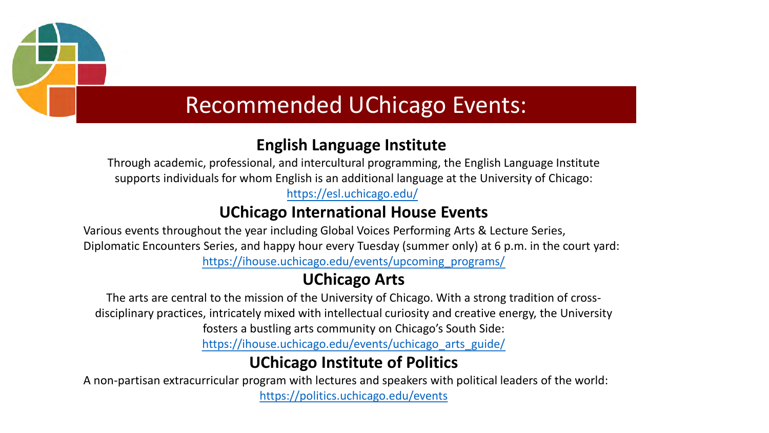# Recommended UChicago Events:

## English Language Institute

Through academic, professional, and intercultural programming, the English Language Institute supports individuals for whom English is an additional language at the University of Chicago: https://esl.uchicago.edu/

## UChicago International House Events

Various events throughout the year including Global Voices Performing Arts & Lecture Series, Diplomatic Encounters Series, and happy hour every Tuesday (summer only) at 6 p.m. in the court yard: https://ihouse.uchicago.edu/events/upcoming_programs/

## UChicago Arts

The arts are central to the mission of the University of Chicago. With a strong tradition of cross-disciplinary practices, intricately mixed with intellectual curiosity and creative energy, the University fosters a bustling arts community on Chicago's South Side: https://ihouse.uchicago.edu/events/uchicago_arts_guide/

## UChicago Institute of Politics

A non-partisan extracurricular program with lectures and speakers with political leaders of the world: https://politics.uchicago.edu/events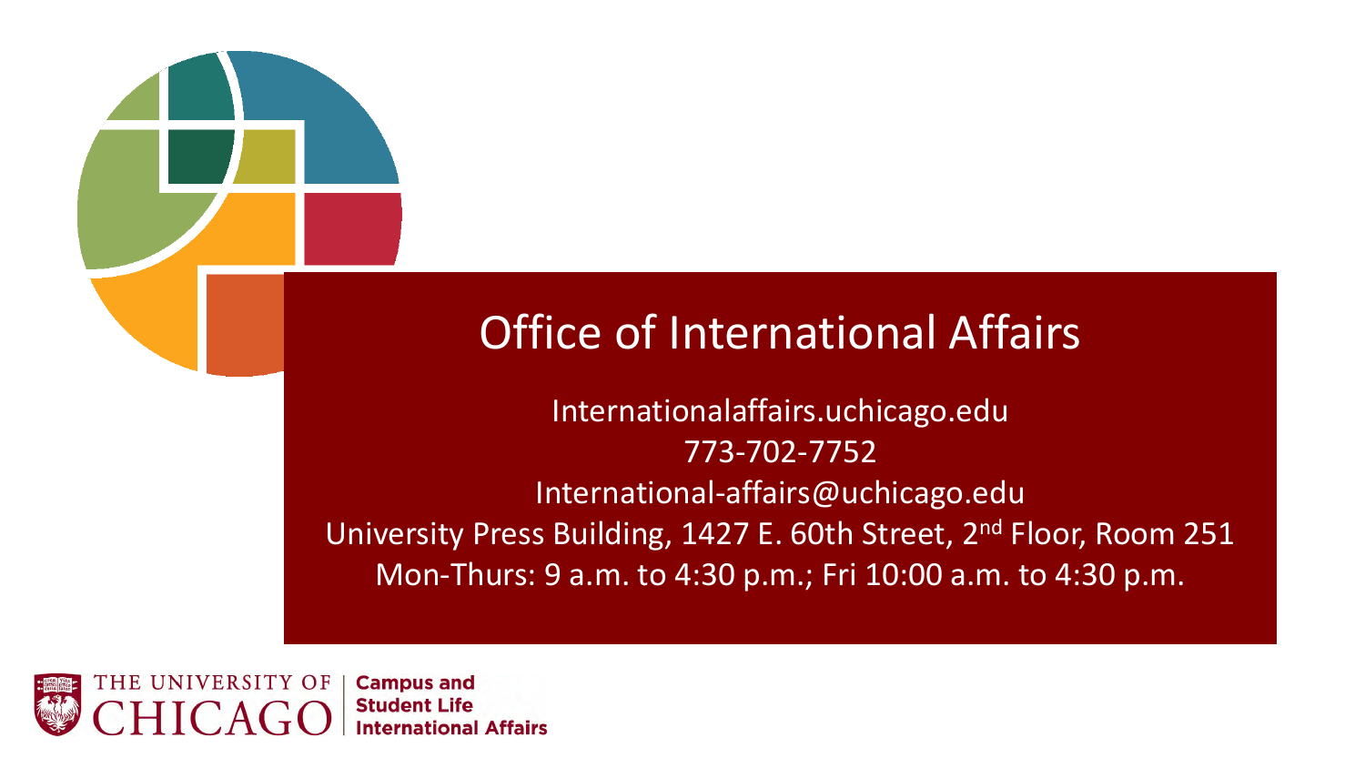# Office of International Affairs

Internationalaffairs.uchicago.edu

773-702-7752

International-affairs@uchicago.edu

University Press Building, 1427 E. 60th Street, 2nd Floor, Room 251

Mon-Thurs: 9 a.m. to 4:30 p.m.; Fri 10:00 a.m. to 4:30 p.m.

THE UNIVERSITY OF CHICAGO | Campus and Student Life International Affairs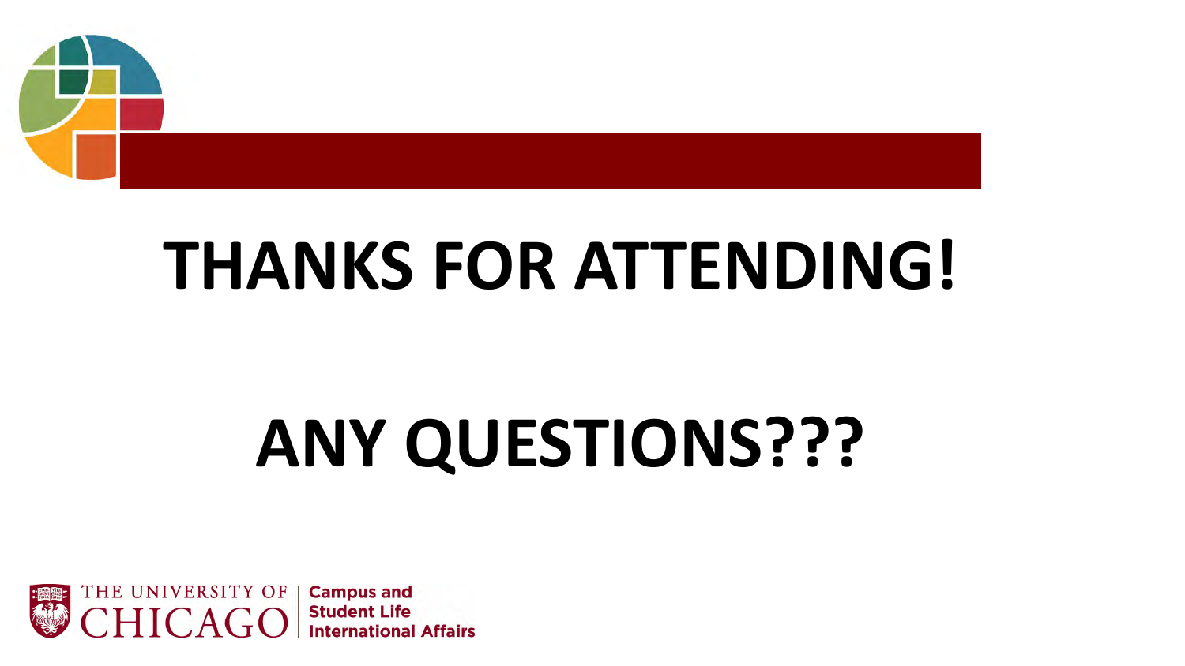# THANKS FOR ATTENDING!

# ANY QUESTIONS???

THE UNIVERSITY OF CHICAGO | Campus and Student Life International Affairs